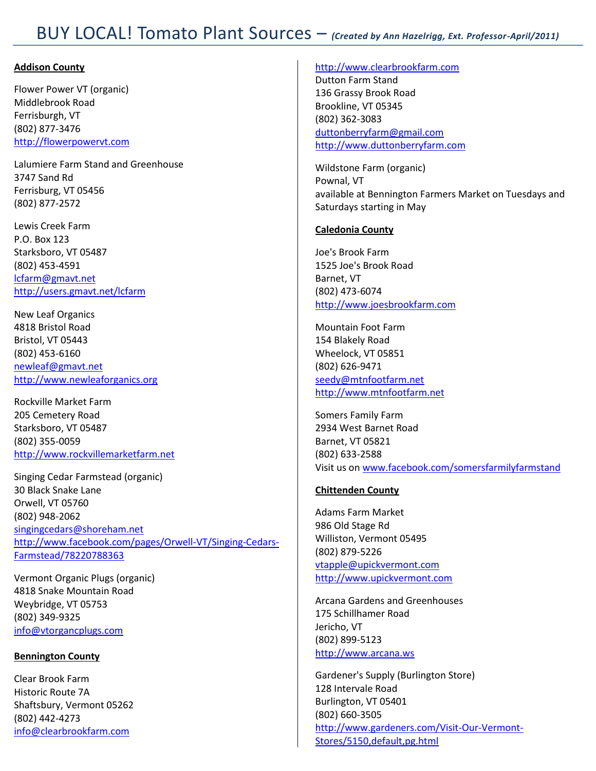# BUY LOCAL! Tomato Plant Sources – *(Created by Ann Hazelrigg, Ext. Professor-April/2011)*

**Addison County**

Flower Power VT (organic)
Middlebrook Road
Ferrisburgh, VT
(802) 877-3476
http://flowerpowervt.com

Lalumiere Farm Stand and Greenhouse
3747 Sand Rd
Ferrisburg, VT 05456
(802) 877-2572

Lewis Creek Farm
P.O. Box 123
Starksboro, VT 05487
(802) 453-4591
lcfarm@gmavt.net
http://users.gmavt.net/lcfarm

New Leaf Organics
4818 Bristol Road
Bristol, VT 05443
(802) 453-6160
newleaf@gmavt.net
http://www.newleaforganics.org

Rockville Market Farm
205 Cemetery Road
Starksboro, VT 05487
(802) 355-0059
http://www.rockvillemarketfarm.net

Singing Cedar Farmstead (organic)
30 Black Snake Lane
Orwell, VT 05760
(802) 948-2062
singingcedars@shoreham.net
http://www.facebook.com/pages/Orwell-VT/Singing-Cedars-Farmstead/78220788363

Vermont Organic Plugs (organic)
4818 Snake Mountain Road
Weybridge, VT 05753
(802) 349-9325
info@vtorgancplugs.com

**Bennington County**

Clear Brook Farm
Historic Route 7A
Shaftsbury, Vermont 05262
(802) 442-4273
info@clearbrookfarm.com
http://www.clearbrookfarm.com

Dutton Farm Stand
136 Grassy Brook Road
Brookline, VT 05345
(802) 362-3083
duttonberryfarm@gmail.com
http://www.duttonberryfarm.com

Wildstone Farm (organic)
Pownal, VT
available at Bennington Farmers Market on Tuesdays and Saturdays starting in May

**Caledonia County**

Joe's Brook Farm
1525 Joe's Brook Road
Barnet, VT
(802) 473-6074
http://www.joesbrookfarm.com

Mountain Foot Farm
154 Blakely Road
Wheelock, VT 05851
(802) 626-9471
seedy@mtnfootfarm.net
http://www.mtnfootfarm.net

Somers Family Farm
2934 West Barnet Road
Barnet, VT 05821
(802) 633-2588
Visit us on www.facebook.com/somersfamilyfarmstand

**Chittenden County**

Adams Farm Market
986 Old Stage Rd
Williston, Vermont 05495
(802) 879-5226
vtapple@upickvermont.com
http://www.upickvermont.com

Arcana Gardens and Greenhouses
175 Schillhamer Road
Jericho, VT
(802) 899-5123
http://www.arcana.ws

Gardener's Supply (Burlington Store)
128 Intervale Road
Burlington, VT 05401
(802) 660-3505
http://www.gardeners.com/Visit-Our-Vermont-Stores/5150,default,pg.html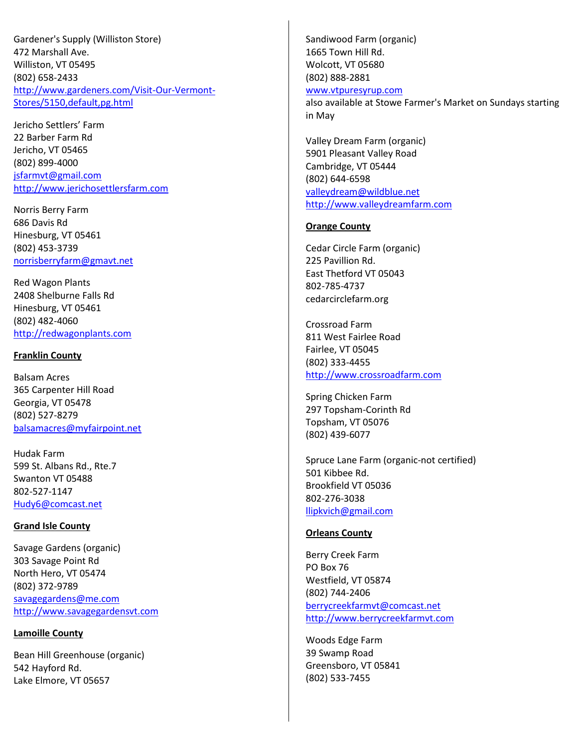Gardener's Supply (Williston Store)
472 Marshall Ave.
Williston, VT 05495
(802) 658-2433
http://www.gardeners.com/Visit-Our-Vermont-Stores/5150,default,pg.html

Jericho Settlers' Farm
22 Barber Farm Rd
Jericho, VT 05465
(802) 899-4000
jsfarmvt@gmail.com
http://www.jerichosettlersfarm.com

Norris Berry Farm
686 Davis Rd
Hinesburg, VT 05461
(802) 453-3739
norrisberryfarm@gmavt.net

Red Wagon Plants
2408 Shelburne Falls Rd
Hinesburg, VT 05461
(802) 482-4060
http://redwagonplants.com

**Franklin County**

Balsam Acres
365 Carpenter Hill Road
Georgia, VT 05478
(802) 527-8279
balsamacres@myfairpoint.net

Hudak Farm
599 St. Albans Rd., Rte.7
Swanton VT 05488
802-527-1147
Hudy6@comcast.net

**Grand Isle County**

Savage Gardens (organic)
303 Savage Point Rd
North Hero, VT 05474
(802) 372-9789
savagegardens@me.com
http://www.savagegardensvt.com

**Lamoille County**

Bean Hill Greenhouse (organic)
542 Hayford Rd.
Lake Elmore, VT 05657

Sandiwood Farm (organic)
1665 Town Hill Rd.
Wolcott, VT 05680
(802) 888-2881
www.vtpuresyrup.com
also available at Stowe Farmer's Market on Sundays starting in May

Valley Dream Farm (organic)
5901 Pleasant Valley Road
Cambridge, VT 05444
(802) 644-6598
valleydream@wildblue.net
http://www.valleydreamfarm.com

**Orange County**

Cedar Circle Farm (organic)
225 Pavillion Rd.
East Thetford VT 05043
802-785-4737
cedarcirclefarm.org

Crossroad Farm
811 West Fairlee Road
Fairlee, VT 05045
(802) 333-4455
http://www.crossroadfarm.com

Spring Chicken Farm
297 Topsham-Corinth Rd
Topsham, VT 05076
(802) 439-6077

Spruce Lane Farm (organic-not certified)
501 Kibbee Rd.
Brookfield VT 05036
802-276-3038
llipkvich@gmail.com

**Orleans County**

Berry Creek Farm
PO Box 76
Westfield, VT 05874
(802) 744-2406
berrycreekfarmvt@comcast.net
http://www.berrycreekfarmvt.com

Woods Edge Farm
39 Swamp Road
Greensboro, VT 05841
(802) 533-7455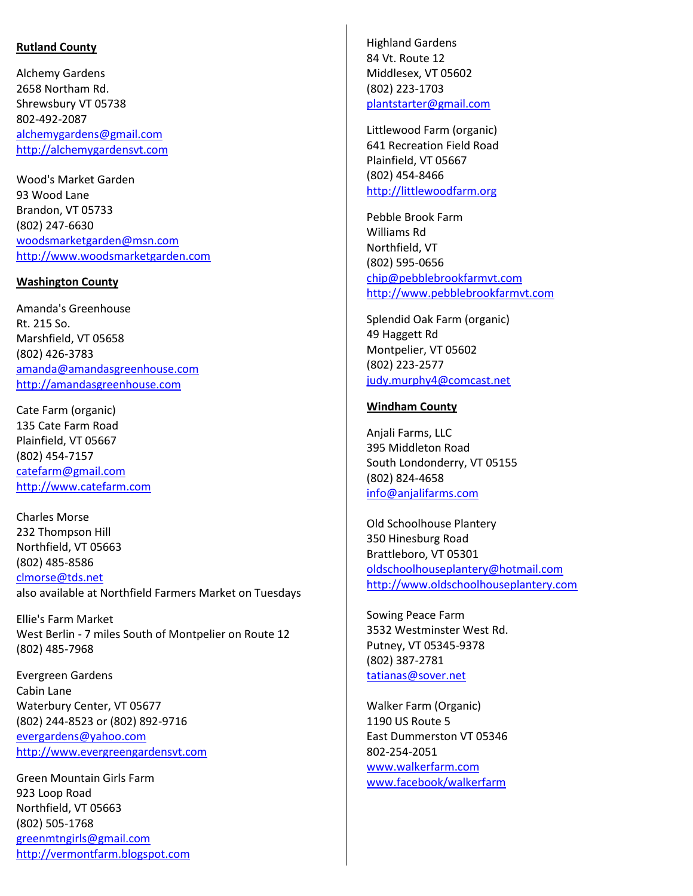**Rutland County**

Alchemy Gardens
2658 Northam Rd.
Shrewsbury VT 05738
802-492-2087
alchemygardens@gmail.com
http://alchemygardensvt.com

Wood's Market Garden
93 Wood Lane
Brandon, VT 05733
(802) 247-6630
woodsmarketgarden@msn.com
http://www.woodsmarketgarden.com

**Washington County**

Amanda's Greenhouse
Rt. 215 So.
Marshfield, VT 05658
(802) 426-3783
amanda@amandasgreenhouse.com
http://amandasgreenhouse.com

Cate Farm (organic)
135 Cate Farm Road
Plainfield, VT 05667
(802) 454-7157
catefarm@gmail.com
http://www.catefarm.com

Charles Morse
232 Thompson Hill
Northfield, VT 05663
(802) 485-8586
clmorse@tds.net
also available at Northfield Farmers Market on Tuesdays

Ellie's Farm Market
West Berlin - 7 miles South of Montpelier on Route 12
(802) 485-7968

Evergreen Gardens
Cabin Lane
Waterbury Center, VT 05677
(802) 244-8523 or (802) 892-9716
evergardens@yahoo.com
http://www.evergreengardensvt.com

Green Mountain Girls Farm
923 Loop Road
Northfield, VT 05663
(802) 505-1768
greenmtngirls@gmail.com
http://vermontfarm.blogspot.com

Highland Gardens
84 Vt. Route 12
Middlesex, VT 05602
(802) 223-1703
plantstarter@gmail.com

Littlewood Farm (organic)
641 Recreation Field Road
Plainfield, VT 05667
(802) 454-8466
http://littlewoodfarm.org

Pebble Brook Farm
Williams Rd
Northfield, VT
(802) 595-0656
chip@pebblebrookfarmvt.com
http://www.pebblebrookfarmvt.com

Splendid Oak Farm (organic)
49 Haggett Rd
Montpelier, VT 05602
(802) 223-2577
judy.murphy4@comcast.net

**Windham County**

Anjali Farms, LLC
395 Middleton Road
South Londonderry, VT 05155
(802) 824-4658
info@anjalifarms.com

Old Schoolhouse Plantery
350 Hinesburg Road
Brattleboro, VT 05301
oldschoolhouseplantery@hotmail.com
http://www.oldschoolhouseplantery.com

Sowing Peace Farm
3532 Westminster West Rd.
Putney, VT 05345-9378
(802) 387-2781
tatianas@sover.net

Walker Farm (Organic)
1190 US Route 5
East Dummerston VT 05346
802-254-2051
www.walkerfarm.com
www.facebook/walkerfarm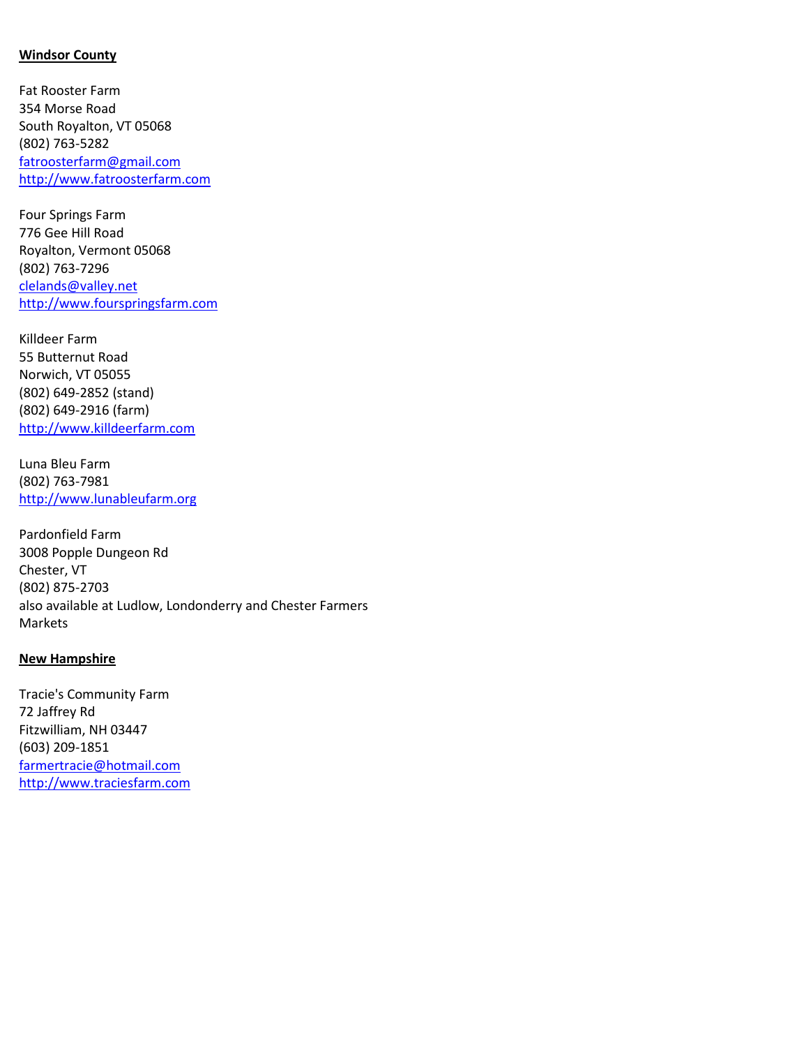**Windsor County**

Fat Rooster Farm
354 Morse Road
South Royalton, VT 05068
(802) 763-5282
fatroosterfarm@gmail.com
http://www.fatroosterfarm.com

Four Springs Farm
776 Gee Hill Road
Royalton, Vermont 05068
(802) 763-7296
clelands@valley.net
http://www.fourspringsfarm.com

Killdeer Farm
55 Butternut Road
Norwich, VT 05055
(802) 649-2852 (stand)
(802) 649-2916 (farm)
http://www.killdeerfarm.com

Luna Bleu Farm
(802) 763-7981
http://www.lunableufarm.org

Pardonfield Farm
3008 Popple Dungeon Rd
Chester, VT
(802) 875-2703
also available at Ludlow, Londonderry and Chester Farmers Markets

**New Hampshire**

Tracie's Community Farm
72 Jaffrey Rd
Fitzwilliam, NH 03447
(603) 209-1851
farmertracie@hotmail.com
http://www.traciesfarm.com